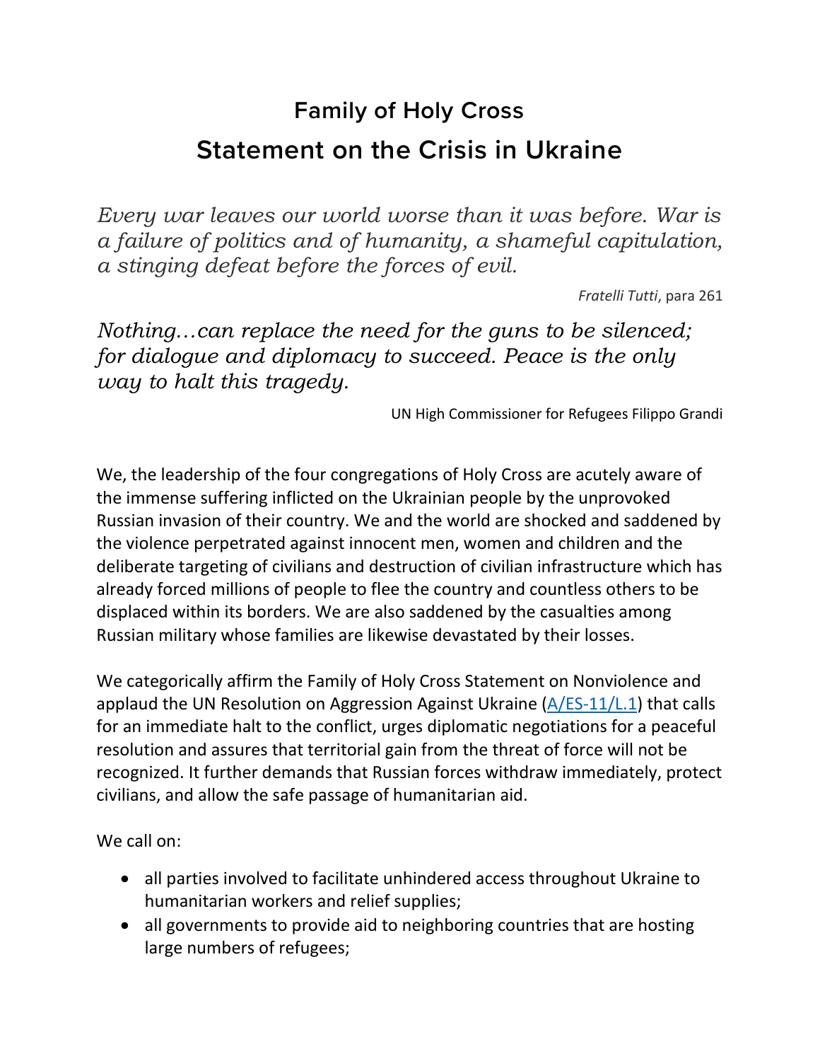# Family of Holy Cross

## Statement on the Crisis in Ukraine

*Every war leaves our world worse than it was before. War is a failure of politics and of humanity, a shameful capitulation, a stinging defeat before the forces of evil.*

*Fratelli Tutti*, para 261

*Nothing…can replace the need for the guns to be silenced; for dialogue and diplomacy to succeed. Peace is the only way to halt this tragedy.*

UN High Commissioner for Refugees Filippo Grandi

We, the leadership of the four congregations of Holy Cross are acutely aware of the immense suffering inflicted on the Ukrainian people by the unprovoked Russian invasion of their country. We and the world are shocked and saddened by the violence perpetrated against innocent men, women and children and the deliberate targeting of civilians and destruction of civilian infrastructure which has already forced millions of people to flee the country and countless others to be displaced within its borders. We are also saddened by the casualties among Russian military whose families are likewise devastated by their losses.

We categorically affirm the Family of Holy Cross Statement on Nonviolence and applaud the UN Resolution on Aggression Against Ukraine (A/ES-11/L.1) that calls for an immediate halt to the conflict, urges diplomatic negotiations for a peaceful resolution and assures that territorial gain from the threat of force will not be recognized. It further demands that Russian forces withdraw immediately, protect civilians, and allow the safe passage of humanitarian aid.

We call on:

- all parties involved to facilitate unhindered access throughout Ukraine to humanitarian workers and relief supplies;
- all governments to provide aid to neighboring countries that are hosting large numbers of refugees;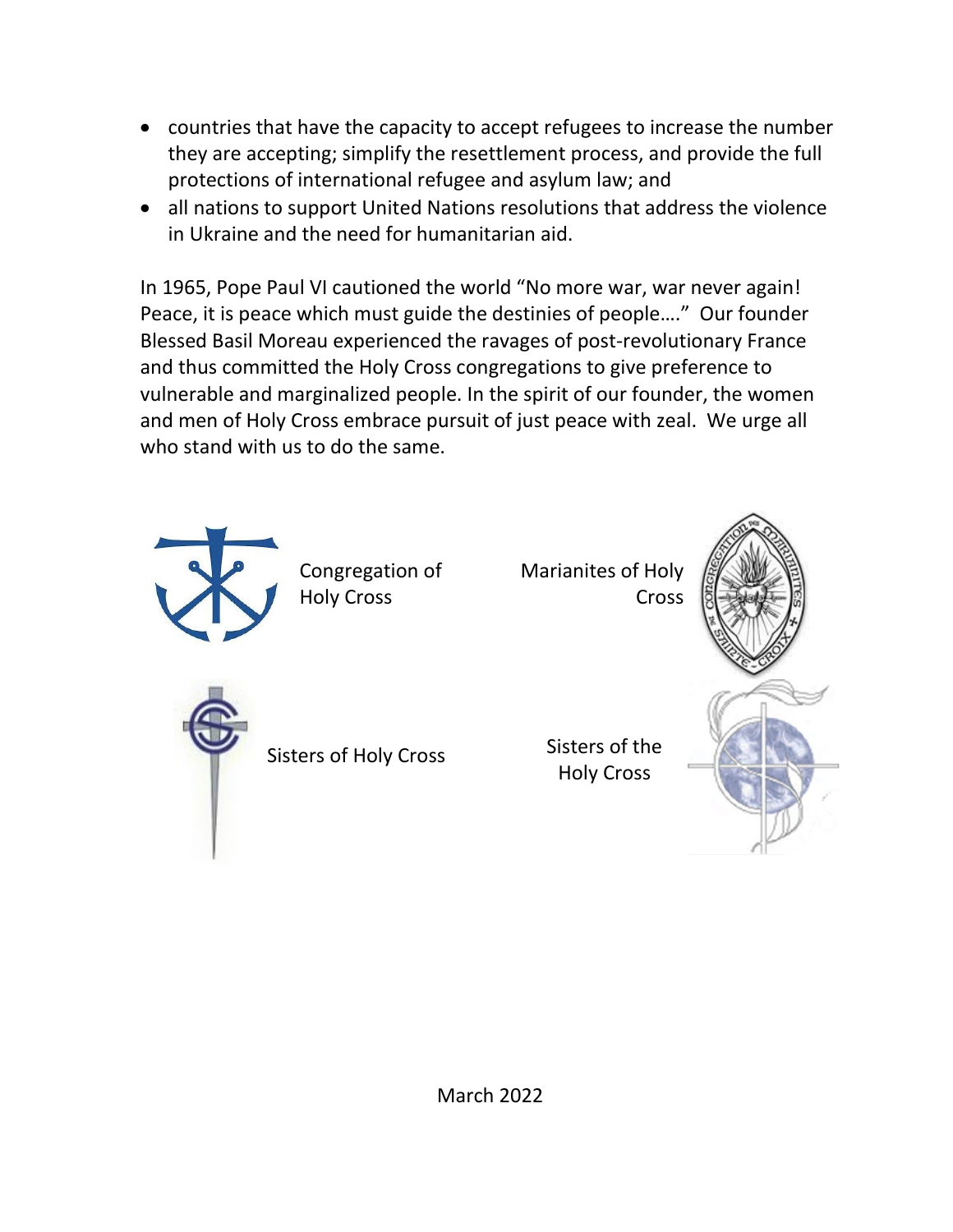- countries that have the capacity to accept refugees to increase the number they are accepting; simplify the resettlement process, and provide the full protections of international refugee and asylum law; and
- all nations to support United Nations resolutions that address the violence in Ukraine and the need for humanitarian aid.

In 1965, Pope Paul VI cautioned the world "No more war, war never again! Peace, it is peace which must guide the destinies of people…." Our founder Blessed Basil Moreau experienced the ravages of post-revolutionary France and thus committed the Holy Cross congregations to give preference to vulnerable and marginalized people. In the spirit of our founder, the women and men of Holy Cross embrace pursuit of just peace with zeal. We urge all who stand with us to do the same.

Congregation of Holy Cross

Marianites of Holy Cross

Sisters of Holy Cross

Sisters of the Holy Cross

March 2022